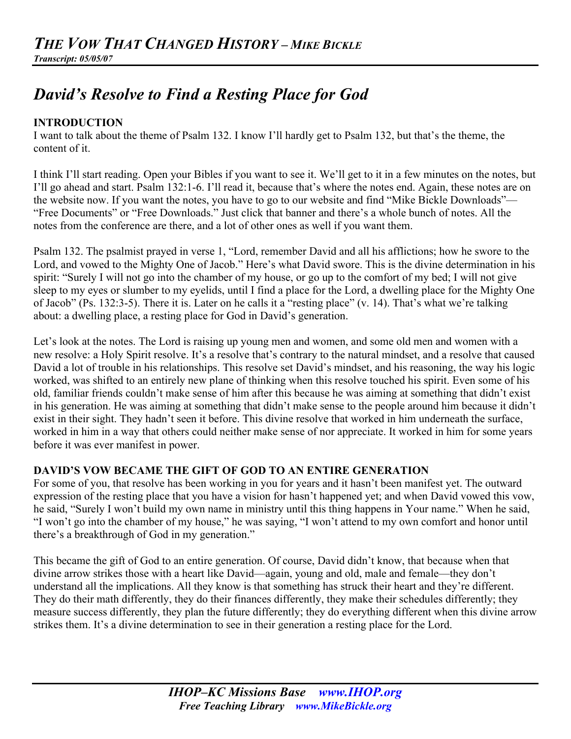# *THE VOW THAT CHANGED HISTORY – MIKE BICKLE*

***Transcript: 05/05/07***

## *David's Resolve to Find a Resting Place for God*

**INTRODUCTION**

I want to talk about the theme of Psalm 132. I know I'll hardly get to Psalm 132, but that's the theme, the content of it.

I think I'll start reading. Open your Bibles if you want to see it. We'll get to it in a few minutes on the notes, but I'll go ahead and start. Psalm 132:1-6. I'll read it, because that's where the notes end. Again, these notes are on the website now. If you want the notes, you have to go to our website and find "Mike Bickle Downloads"—"Free Documents" or "Free Downloads." Just click that banner and there's a whole bunch of notes. All the notes from the conference are there, and a lot of other ones as well if you want them.

Psalm 132. The psalmist prayed in verse 1, "Lord, remember David and all his afflictions; how he swore to the Lord, and vowed to the Mighty One of Jacob." Here's what David swore. This is the divine determination in his spirit: "Surely I will not go into the chamber of my house, or go up to the comfort of my bed; I will not give sleep to my eyes or slumber to my eyelids, until I find a place for the Lord, a dwelling place for the Mighty One of Jacob" (Ps. 132:3-5). There it is. Later on he calls it a "resting place" (v. 14). That's what we're talking about: a dwelling place, a resting place for God in David's generation.

Let's look at the notes. The Lord is raising up young men and women, and some old men and women with a new resolve: a Holy Spirit resolve. It's a resolve that's contrary to the natural mindset, and a resolve that caused David a lot of trouble in his relationships. This resolve set David's mindset, and his reasoning, the way his logic worked, was shifted to an entirely new plane of thinking when this resolve touched his spirit. Even some of his old, familiar friends couldn't make sense of him after this because he was aiming at something that didn't exist in his generation. He was aiming at something that didn't make sense to the people around him because it didn't exist in their sight. They hadn't seen it before. This divine resolve that worked in him underneath the surface, worked in him in a way that others could neither make sense of nor appreciate. It worked in him for some years before it was ever manifest in power.

**DAVID'S VOW BECAME THE GIFT OF GOD TO AN ENTIRE GENERATION**

For some of you, that resolve has been working in you for years and it hasn't been manifest yet. The outward expression of the resting place that you have a vision for hasn't happened yet; and when David vowed this vow, he said, "Surely I won't build my own name in ministry until this thing happens in Your name." When he said, "I won't go into the chamber of my house," he was saying, "I won't attend to my own comfort and honor until there's a breakthrough of God in my generation."

This became the gift of God to an entire generation. Of course, David didn't know, that because when that divine arrow strikes those with a heart like David—again, young and old, male and female—they don't understand all the implications. All they know is that something has struck their heart and they're different. They do their math differently, they do their finances differently, they make their schedules differently; they measure success differently, they plan the future differently; they do everything different when this divine arrow strikes them. It's a divine determination to see in their generation a resting place for the Lord.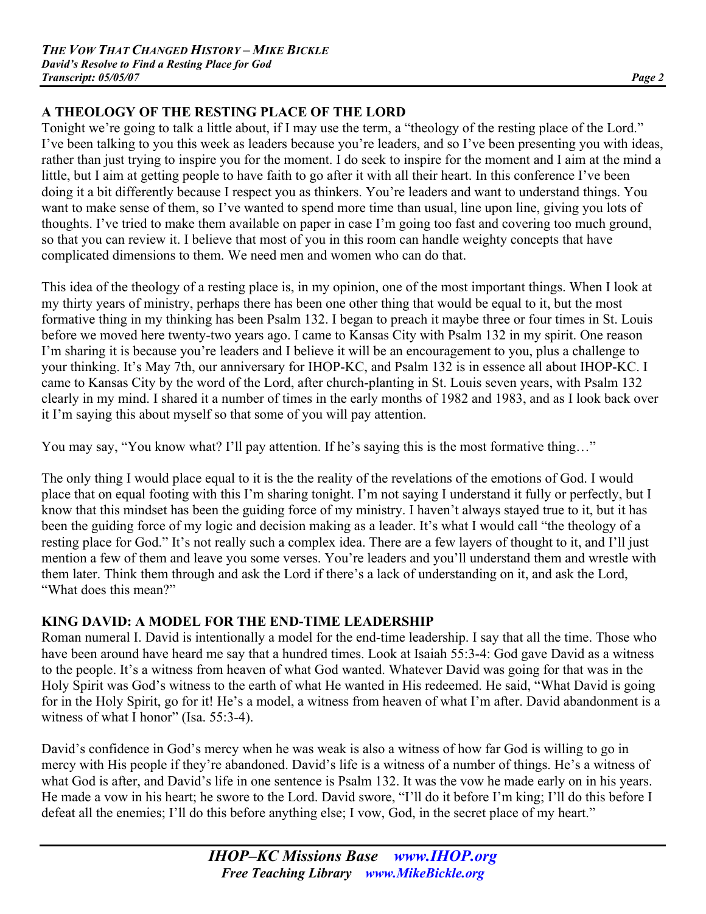## A THEOLOGY OF THE RESTING PLACE OF THE LORD

Tonight we're going to talk a little about, if I may use the term, a "theology of the resting place of the Lord." I've been talking to you this week as leaders because you're leaders, and so I've been presenting you with ideas, rather than just trying to inspire you for the moment. I do seek to inspire for the moment and I aim at the mind a little, but I aim at getting people to have faith to go after it with all their heart. In this conference I've been doing it a bit differently because I respect you as thinkers. You're leaders and want to understand things. You want to make sense of them, so I've wanted to spend more time than usual, line upon line, giving you lots of thoughts. I've tried to make them available on paper in case I'm going too fast and covering too much ground, so that you can review it. I believe that most of you in this room can handle weighty concepts that have complicated dimensions to them. We need men and women who can do that.

This idea of the theology of a resting place is, in my opinion, one of the most important things. When I look at my thirty years of ministry, perhaps there has been one other thing that would be equal to it, but the most formative thing in my thinking has been Psalm 132. I began to preach it maybe three or four times in St. Louis before we moved here twenty-two years ago. I came to Kansas City with Psalm 132 in my spirit. One reason I'm sharing it is because you're leaders and I believe it will be an encouragement to you, plus a challenge to your thinking. It's May 7th, our anniversary for IHOP-KC, and Psalm 132 is in essence all about IHOP-KC. I came to Kansas City by the word of the Lord, after church-planting in St. Louis seven years, with Psalm 132 clearly in my mind. I shared it a number of times in the early months of 1982 and 1983, and as I look back over it I'm saying this about myself so that some of you will pay attention.

You may say, "You know what? I'll pay attention. If he's saying this is the most formative thing…"

The only thing I would place equal to it is the the reality of the revelations of the emotions of God. I would place that on equal footing with this I'm sharing tonight. I'm not saying I understand it fully or perfectly, but I know that this mindset has been the guiding force of my ministry. I haven't always stayed true to it, but it has been the guiding force of my logic and decision making as a leader. It's what I would call "the theology of a resting place for God." It's not really such a complex idea. There are a few layers of thought to it, and I'll just mention a few of them and leave you some verses. You're leaders and you'll understand them and wrestle with them later. Think them through and ask the Lord if there's a lack of understanding on it, and ask the Lord, "What does this mean?"

## KING DAVID: A MODEL FOR THE END-TIME LEADERSHIP

Roman numeral I. David is intentionally a model for the end-time leadership. I say that all the time. Those who have been around have heard me say that a hundred times. Look at Isaiah 55:3-4: God gave David as a witness to the people. It's a witness from heaven of what God wanted. Whatever David was going for that was in the Holy Spirit was God's witness to the earth of what He wanted in His redeemed. He said, "What David is going for in the Holy Spirit, go for it! He's a model, a witness from heaven of what I'm after. David abandonment is a witness of what I honor" (Isa. 55:3-4).

David's confidence in God's mercy when he was weak is also a witness of how far God is willing to go in mercy with His people if they're abandoned. David's life is a witness of a number of things. He's a witness of what God is after, and David's life in one sentence is Psalm 132. It was the vow he made early on in his years. He made a vow in his heart; he swore to the Lord. David swore, "I'll do it before I'm king; I'll do this before I defeat all the enemies; I'll do this before anything else; I vow, God, in the secret place of my heart."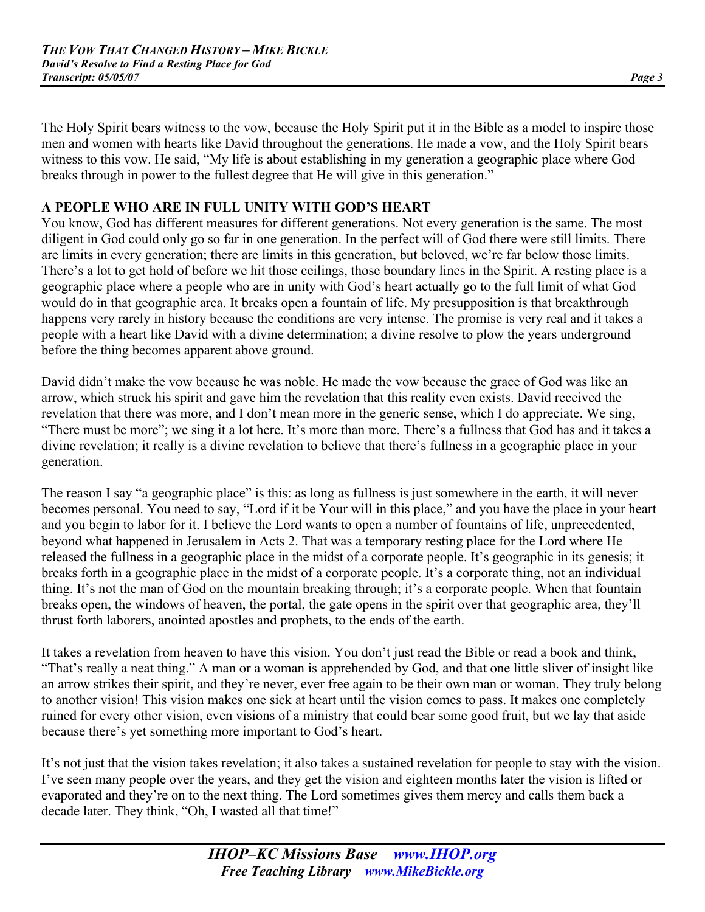The Holy Spirit bears witness to the vow, because the Holy Spirit put it in the Bible as a model to inspire those men and women with hearts like David throughout the generations. He made a vow, and the Holy Spirit bears witness to this vow. He said, "My life is about establishing in my generation a geographic place where God breaks through in power to the fullest degree that He will give in this generation."

## A PEOPLE WHO ARE IN FULL UNITY WITH GOD'S HEART

You know, God has different measures for different generations. Not every generation is the same. The most diligent in God could only go so far in one generation. In the perfect will of God there were still limits. There are limits in every generation; there are limits in this generation, but beloved, we're far below those limits. There's a lot to get hold of before we hit those ceilings, those boundary lines in the Spirit. A resting place is a geographic place where a people who are in unity with God's heart actually go to the full limit of what God would do in that geographic area. It breaks open a fountain of life. My presupposition is that breakthrough happens very rarely in history because the conditions are very intense. The promise is very real and it takes a people with a heart like David with a divine determination; a divine resolve to plow the years underground before the thing becomes apparent above ground.

David didn't make the vow because he was noble. He made the vow because the grace of God was like an arrow, which struck his spirit and gave him the revelation that this reality even exists. David received the revelation that there was more, and I don't mean more in the generic sense, which I do appreciate. We sing, "There must be more"; we sing it a lot here. It's more than more. There's a fullness that God has and it takes a divine revelation; it really is a divine revelation to believe that there's fullness in a geographic place in your generation.

The reason I say "a geographic place" is this: as long as fullness is just somewhere in the earth, it will never becomes personal. You need to say, "Lord if it be Your will in this place," and you have the place in your heart and you begin to labor for it. I believe the Lord wants to open a number of fountains of life, unprecedented, beyond what happened in Jerusalem in Acts 2. That was a temporary resting place for the Lord where He released the fullness in a geographic place in the midst of a corporate people. It's geographic in its genesis; it breaks forth in a geographic place in the midst of a corporate people. It's a corporate thing, not an individual thing. It's not the man of God on the mountain breaking through; it's a corporate people. When that fountain breaks open, the windows of heaven, the portal, the gate opens in the spirit over that geographic area, they'll thrust forth laborers, anointed apostles and prophets, to the ends of the earth.

It takes a revelation from heaven to have this vision. You don't just read the Bible or read a book and think, "That's really a neat thing." A man or a woman is apprehended by God, and that one little sliver of insight like an arrow strikes their spirit, and they're never, ever free again to be their own man or woman. They truly belong to another vision! This vision makes one sick at heart until the vision comes to pass. It makes one completely ruined for every other vision, even visions of a ministry that could bear some good fruit, but we lay that aside because there's yet something more important to God's heart.

It's not just that the vision takes revelation; it also takes a sustained revelation for people to stay with the vision. I've seen many people over the years, and they get the vision and eighteen months later the vision is lifted or evaporated and they're on to the next thing. The Lord sometimes gives them mercy and calls them back a decade later. They think, "Oh, I wasted all that time!"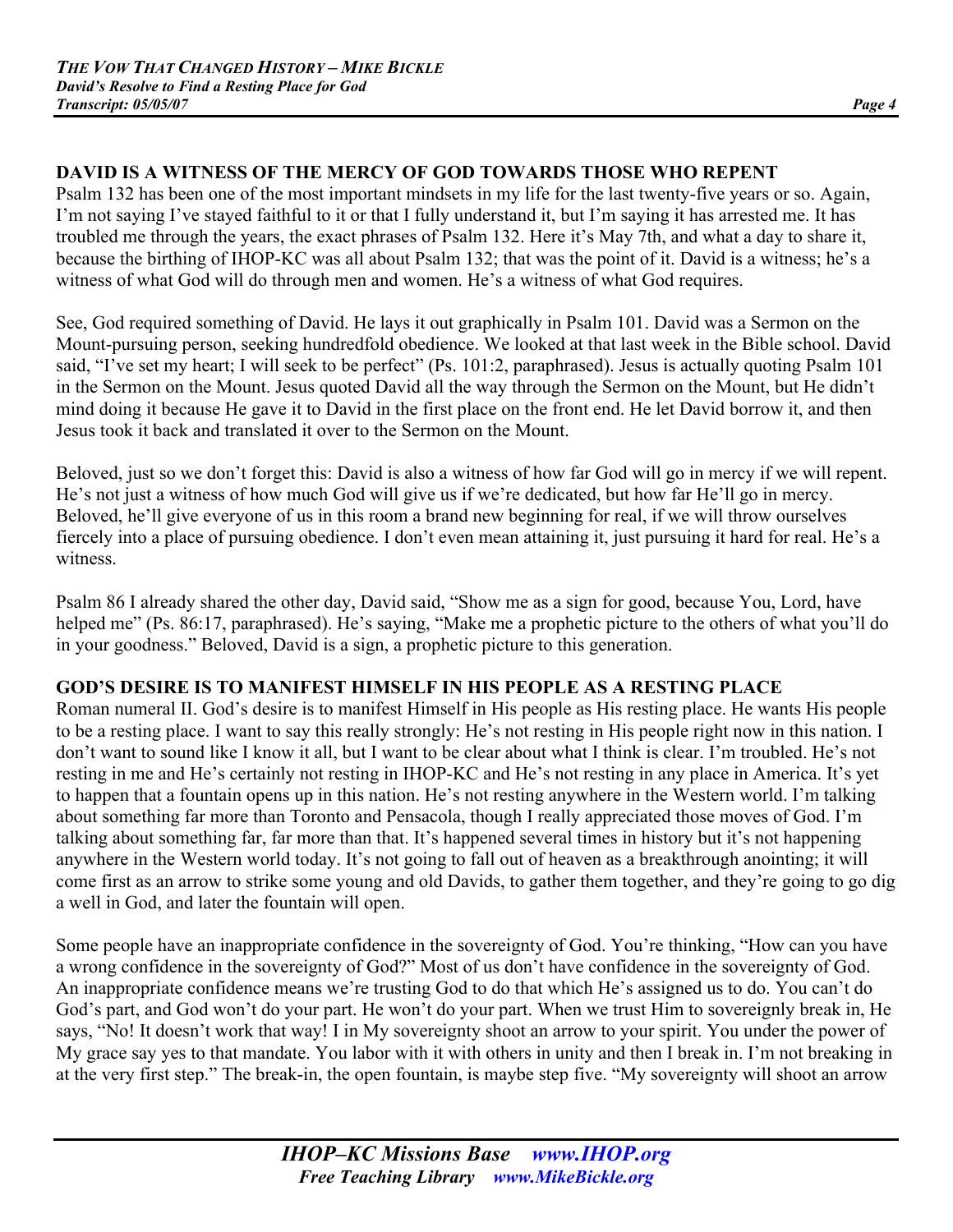## DAVID IS A WITNESS OF THE MERCY OF GOD TOWARDS THOSE WHO REPENT

Psalm 132 has been one of the most important mindsets in my life for the last twenty-five years or so. Again, I'm not saying I've stayed faithful to it or that I fully understand it, but I'm saying it has arrested me. It has troubled me through the years, the exact phrases of Psalm 132. Here it's May 7th, and what a day to share it, because the birthing of IHOP-KC was all about Psalm 132; that was the point of it. David is a witness; he's a witness of what God will do through men and women. He's a witness of what God requires.

See, God required something of David. He lays it out graphically in Psalm 101. David was a Sermon on the Mount-pursuing person, seeking hundredfold obedience. We looked at that last week in the Bible school. David said, "I've set my heart; I will seek to be perfect" (Ps. 101:2, paraphrased). Jesus is actually quoting Psalm 101 in the Sermon on the Mount. Jesus quoted David all the way through the Sermon on the Mount, but He didn't mind doing it because He gave it to David in the first place on the front end. He let David borrow it, and then Jesus took it back and translated it over to the Sermon on the Mount.

Beloved, just so we don't forget this: David is also a witness of how far God will go in mercy if we will repent. He's not just a witness of how much God will give us if we're dedicated, but how far He'll go in mercy. Beloved, he'll give everyone of us in this room a brand new beginning for real, if we will throw ourselves fiercely into a place of pursuing obedience. I don't even mean attaining it, just pursuing it hard for real. He's a witness.

Psalm 86 I already shared the other day, David said, "Show me as a sign for good, because You, Lord, have helped me" (Ps. 86:17, paraphrased). He's saying, "Make me a prophetic picture to the others of what you'll do in your goodness." Beloved, David is a sign, a prophetic picture to this generation.

## GOD'S DESIRE IS TO MANIFEST HIMSELF IN HIS PEOPLE AS A RESTING PLACE

Roman numeral II. God's desire is to manifest Himself in His people as His resting place. He wants His people to be a resting place. I want to say this really strongly: He's not resting in His people right now in this nation. I don't want to sound like I know it all, but I want to be clear about what I think is clear. I'm troubled. He's not resting in me and He's certainly not resting in IHOP-KC and He's not resting in any place in America. It's yet to happen that a fountain opens up in this nation. He's not resting anywhere in the Western world. I'm talking about something far more than Toronto and Pensacola, though I really appreciated those moves of God. I'm talking about something far, far more than that. It's happened several times in history but it's not happening anywhere in the Western world today. It's not going to fall out of heaven as a breakthrough anointing; it will come first as an arrow to strike some young and old Davids, to gather them together, and they're going to go dig a well in God, and later the fountain will open.

Some people have an inappropriate confidence in the sovereignty of God. You're thinking, "How can you have a wrong confidence in the sovereignty of God?" Most of us don't have confidence in the sovereignty of God. An inappropriate confidence means we're trusting God to do that which He's assigned us to do. You can't do God's part, and God won't do your part. He won't do your part. When we trust Him to sovereignly break in, He says, "No! It doesn't work that way! I in My sovereignty shoot an arrow to your spirit. You under the power of My grace say yes to that mandate. You labor with it with others in unity and then I break in. I'm not breaking in at the very first step." The break-in, the open fountain, is maybe step five. "My sovereignty will shoot an arrow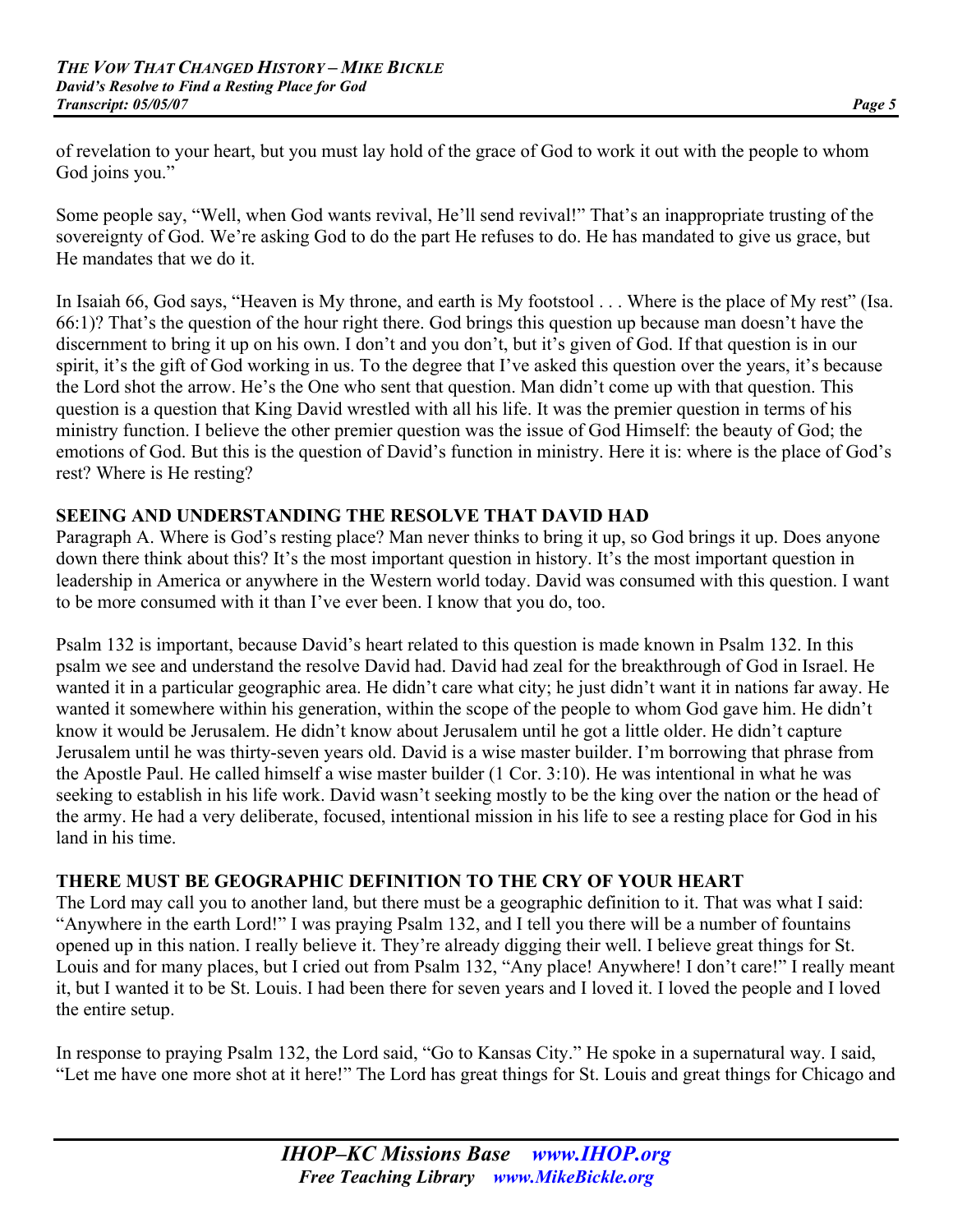of revelation to your heart, but you must lay hold of the grace of God to work it out with the people to whom God joins you."

Some people say, "Well, when God wants revival, He'll send revival!" That's an inappropriate trusting of the sovereignty of God. We're asking God to do the part He refuses to do. He has mandated to give us grace, but He mandates that we do it.

In Isaiah 66, God says, "Heaven is My throne, and earth is My footstool . . . Where is the place of My rest" (Isa. 66:1)? That's the question of the hour right there. God brings this question up because man doesn't have the discernment to bring it up on his own. I don't and you don't, but it's given of God. If that question is in our spirit, it's the gift of God working in us. To the degree that I've asked this question over the years, it's because the Lord shot the arrow. He's the One who sent that question. Man didn't come up with that question. This question is a question that King David wrestled with all his life. It was the premier question in terms of his ministry function. I believe the other premier question was the issue of God Himself: the beauty of God; the emotions of God. But this is the question of David's function in ministry. Here it is: where is the place of God's rest? Where is He resting?

## SEEING AND UNDERSTANDING THE RESOLVE THAT DAVID HAD

Paragraph A. Where is God's resting place? Man never thinks to bring it up, so God brings it up. Does anyone down there think about this? It's the most important question in history. It's the most important question in leadership in America or anywhere in the Western world today. David was consumed with this question. I want to be more consumed with it than I've ever been. I know that you do, too.

Psalm 132 is important, because David's heart related to this question is made known in Psalm 132. In this psalm we see and understand the resolve David had. David had zeal for the breakthrough of God in Israel. He wanted it in a particular geographic area. He didn't care what city; he just didn't want it in nations far away. He wanted it somewhere within his generation, within the scope of the people to whom God gave him. He didn't know it would be Jerusalem. He didn't know about Jerusalem until he got a little older. He didn't capture Jerusalem until he was thirty-seven years old. David is a wise master builder. I'm borrowing that phrase from the Apostle Paul. He called himself a wise master builder (1 Cor. 3:10). He was intentional in what he was seeking to establish in his life work. David wasn't seeking mostly to be the king over the nation or the head of the army. He had a very deliberate, focused, intentional mission in his life to see a resting place for God in his land in his time.

## THERE MUST BE GEOGRAPHIC DEFINITION TO THE CRY OF YOUR HEART

The Lord may call you to another land, but there must be a geographic definition to it. That was what I said: "Anywhere in the earth Lord!" I was praying Psalm 132, and I tell you there will be a number of fountains opened up in this nation. I really believe it. They're already digging their well. I believe great things for St. Louis and for many places, but I cried out from Psalm 132, "Any place! Anywhere! I don't care!" I really meant it, but I wanted it to be St. Louis. I had been there for seven years and I loved it. I loved the people and I loved the entire setup.

In response to praying Psalm 132, the Lord said, "Go to Kansas City." He spoke in a supernatural way. I said, "Let me have one more shot at it here!" The Lord has great things for St. Louis and great things for Chicago and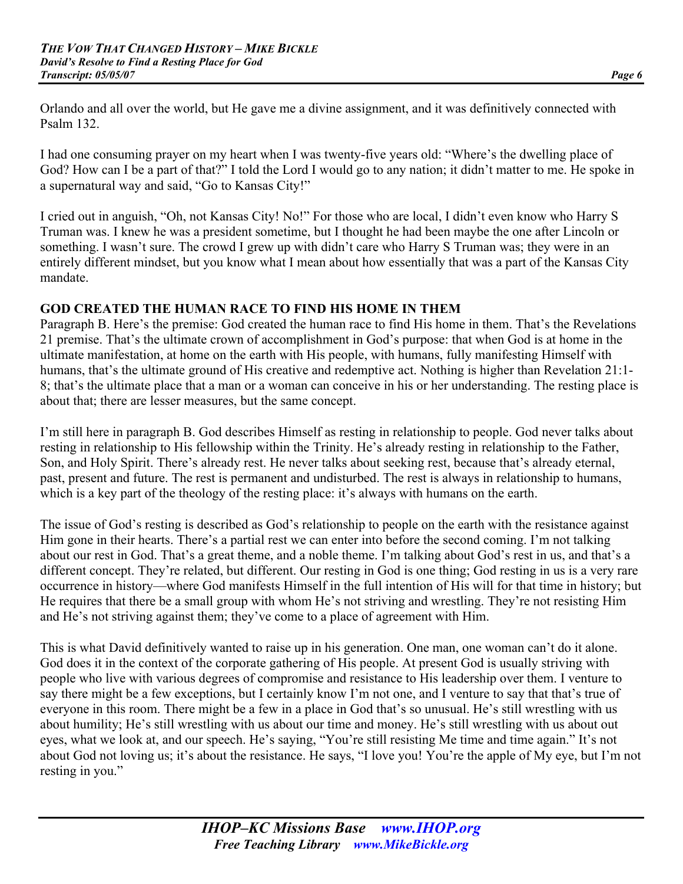Orlando and all over the world, but He gave me a divine assignment, and it was definitively connected with Psalm 132.

I had one consuming prayer on my heart when I was twenty-five years old: "Where's the dwelling place of God? How can I be a part of that?" I told the Lord I would go to any nation; it didn't matter to me. He spoke in a supernatural way and said, "Go to Kansas City!"

I cried out in anguish, "Oh, not Kansas City! No!" For those who are local, I didn't even know who Harry S Truman was. I knew he was a president sometime, but I thought he had been maybe the one after Lincoln or something. I wasn't sure. The crowd I grew up with didn't care who Harry S Truman was; they were in an entirely different mindset, but you know what I mean about how essentially that was a part of the Kansas City mandate.

**GOD CREATED THE HUMAN RACE TO FIND HIS HOME IN THEM**

Paragraph B. Here's the premise: God created the human race to find His home in them. That's the Revelations 21 premise. That's the ultimate crown of accomplishment in God's purpose: that when God is at home in the ultimate manifestation, at home on the earth with His people, with humans, fully manifesting Himself with humans, that's the ultimate ground of His creative and redemptive act. Nothing is higher than Revelation 21:1-8; that's the ultimate place that a man or a woman can conceive in his or her understanding. The resting place is about that; there are lesser measures, but the same concept.

I'm still here in paragraph B. God describes Himself as resting in relationship to people. God never talks about resting in relationship to His fellowship within the Trinity. He's already resting in relationship to the Father, Son, and Holy Spirit. There's already rest. He never talks about seeking rest, because that's already eternal, past, present and future. The rest is permanent and undisturbed. The rest is always in relationship to humans, which is a key part of the theology of the resting place: it's always with humans on the earth.

The issue of God's resting is described as God's relationship to people on the earth with the resistance against Him gone in their hearts. There's a partial rest we can enter into before the second coming. I'm not talking about our rest in God. That's a great theme, and a noble theme. I'm talking about God's rest in us, and that's a different concept. They're related, but different. Our resting in God is one thing; God resting in us is a very rare occurrence in history—where God manifests Himself in the full intention of His will for that time in history; but He requires that there be a small group with whom He's not striving and wrestling. They're not resisting Him and He's not striving against them; they've come to a place of agreement with Him.

This is what David definitively wanted to raise up in his generation. One man, one woman can't do it alone. God does it in the context of the corporate gathering of His people. At present God is usually striving with people who live with various degrees of compromise and resistance to His leadership over them. I venture to say there might be a few exceptions, but I certainly know I'm not one, and I venture to say that that's true of everyone in this room. There might be a few in a place in God that's so unusual. He's still wrestling with us about humility; He's still wrestling with us about our time and money. He's still wrestling with us about out eyes, what we look at, and our speech. He's saying, "You're still resisting Me time and time again." It's not about God not loving us; it's about the resistance. He says, "I love you! You're the apple of My eye, but I'm not resting in you."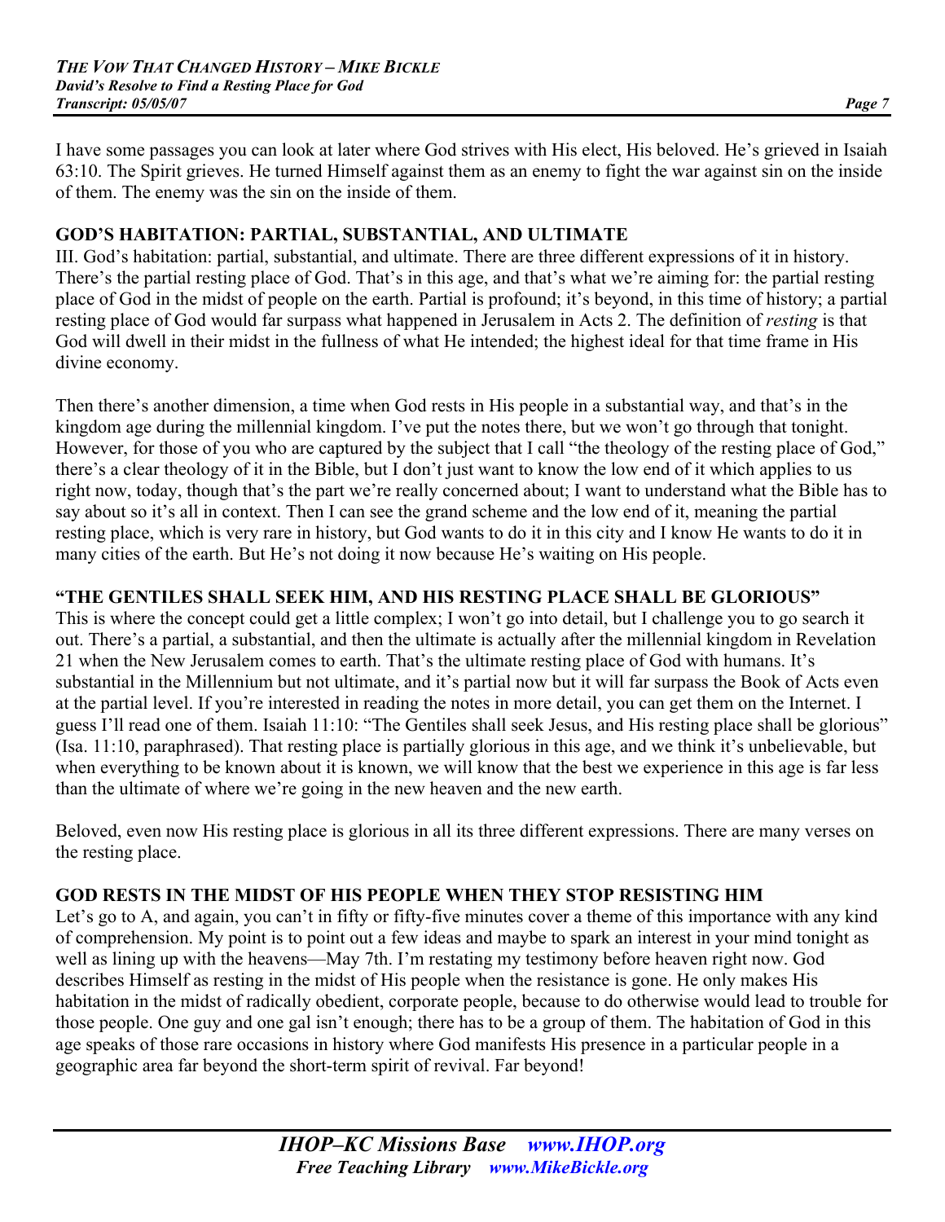I have some passages you can look at later where God strives with His elect, His beloved. He's grieved in Isaiah 63:10. The Spirit grieves. He turned Himself against them as an enemy to fight the war against sin on the inside of them. The enemy was the sin on the inside of them.

## GOD'S HABITATION: PARTIAL, SUBSTANTIAL, AND ULTIMATE

III. God's habitation: partial, substantial, and ultimate. There are three different expressions of it in history. There's the partial resting place of God. That's in this age, and that's what we're aiming for: the partial resting place of God in the midst of people on the earth. Partial is profound; it's beyond, in this time of history; a partial resting place of God would far surpass what happened in Jerusalem in Acts 2. The definition of *resting* is that God will dwell in their midst in the fullness of what He intended; the highest ideal for that time frame in His divine economy.

Then there's another dimension, a time when God rests in His people in a substantial way, and that's in the kingdom age during the millennial kingdom. I've put the notes there, but we won't go through that tonight. However, for those of you who are captured by the subject that I call "the theology of the resting place of God," there's a clear theology of it in the Bible, but I don't just want to know the low end of it which applies to us right now, today, though that's the part we're really concerned about; I want to understand what the Bible has to say about so it's all in context. Then I can see the grand scheme and the low end of it, meaning the partial resting place, which is very rare in history, but God wants to do it in this city and I know He wants to do it in many cities of the earth. But He's not doing it now because He's waiting on His people.

## "THE GENTILES SHALL SEEK HIM, AND HIS RESTING PLACE SHALL BE GLORIOUS"

This is where the concept could get a little complex; I won't go into detail, but I challenge you to go search it out. There's a partial, a substantial, and then the ultimate is actually after the millennial kingdom in Revelation 21 when the New Jerusalem comes to earth. That's the ultimate resting place of God with humans. It's substantial in the Millennium but not ultimate, and it's partial now but it will far surpass the Book of Acts even at the partial level. If you're interested in reading the notes in more detail, you can get them on the Internet. I guess I'll read one of them. Isaiah 11:10: "The Gentiles shall seek Jesus, and His resting place shall be glorious" (Isa. 11:10, paraphrased). That resting place is partially glorious in this age, and we think it's unbelievable, but when everything to be known about it is known, we will know that the best we experience in this age is far less than the ultimate of where we're going in the new heaven and the new earth.

Beloved, even now His resting place is glorious in all its three different expressions. There are many verses on the resting place.

## GOD RESTS IN THE MIDST OF HIS PEOPLE WHEN THEY STOP RESISTING HIM

Let's go to A, and again, you can't in fifty or fifty-five minutes cover a theme of this importance with any kind of comprehension. My point is to point out a few ideas and maybe to spark an interest in your mind tonight as well as lining up with the heavens—May 7th. I'm restating my testimony before heaven right now. God describes Himself as resting in the midst of His people when the resistance is gone. He only makes His habitation in the midst of radically obedient, corporate people, because to do otherwise would lead to trouble for those people. One guy and one gal isn't enough; there has to be a group of them. The habitation of God in this age speaks of those rare occasions in history where God manifests His presence in a particular people in a geographic area far beyond the short-term spirit of revival. Far beyond!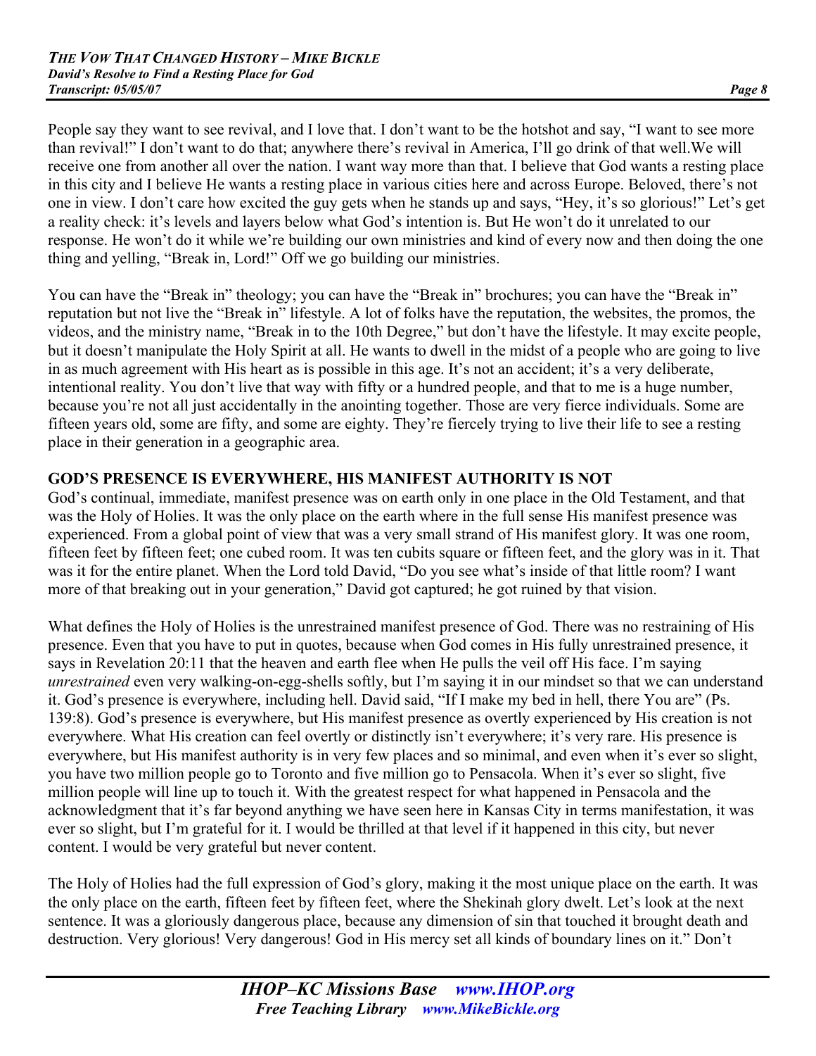People say they want to see revival, and I love that. I don't want to be the hotshot and say, "I want to see more than revival!" I don't want to do that; anywhere there's revival in America, I'll go drink of that well.We will receive one from another all over the nation. I want way more than that. I believe that God wants a resting place in this city and I believe He wants a resting place in various cities here and across Europe. Beloved, there's not one in view. I don't care how excited the guy gets when he stands up and says, "Hey, it's so glorious!" Let's get a reality check: it's levels and layers below what God's intention is. But He won't do it unrelated to our response. He won't do it while we're building our own ministries and kind of every now and then doing the one thing and yelling, "Break in, Lord!" Off we go building our ministries.

You can have the "Break in" theology; you can have the "Break in" brochures; you can have the "Break in" reputation but not live the "Break in" lifestyle. A lot of folks have the reputation, the websites, the promos, the videos, and the ministry name, "Break in to the 10th Degree," but don't have the lifestyle. It may excite people, but it doesn't manipulate the Holy Spirit at all. He wants to dwell in the midst of a people who are going to live in as much agreement with His heart as is possible in this age. It's not an accident; it's a very deliberate, intentional reality. You don't live that way with fifty or a hundred people, and that to me is a huge number, because you're not all just accidentally in the anointing together. Those are very fierce individuals. Some are fifteen years old, some are fifty, and some are eighty. They're fiercely trying to live their life to see a resting place in their generation in a geographic area.

**GOD'S PRESENCE IS EVERYWHERE, HIS MANIFEST AUTHORITY IS NOT**

God's continual, immediate, manifest presence was on earth only in one place in the Old Testament, and that was the Holy of Holies. It was the only place on the earth where in the full sense His manifest presence was experienced. From a global point of view that was a very small strand of His manifest glory. It was one room, fifteen feet by fifteen feet; one cubed room. It was ten cubits square or fifteen feet, and the glory was in it. That was it for the entire planet. When the Lord told David, "Do you see what's inside of that little room? I want more of that breaking out in your generation," David got captured; he got ruined by that vision.

What defines the Holy of Holies is the unrestrained manifest presence of God. There was no restraining of His presence. Even that you have to put in quotes, because when God comes in His fully unrestrained presence, it says in Revelation 20:11 that the heaven and earth flee when He pulls the veil off His face. I'm saying *unrestrained* even very walking-on-egg-shells softly, but I'm saying it in our mindset so that we can understand it. God's presence is everywhere, including hell. David said, "If I make my bed in hell, there You are" (Ps. 139:8). God's presence is everywhere, but His manifest presence as overtly experienced by His creation is not everywhere. What His creation can feel overtly or distinctly isn't everywhere; it's very rare. His presence is everywhere, but His manifest authority is in very few places and so minimal, and even when it's ever so slight, you have two million people go to Toronto and five million go to Pensacola. When it's ever so slight, five million people will line up to touch it. With the greatest respect for what happened in Pensacola and the acknowledgment that it's far beyond anything we have seen here in Kansas City in terms manifestation, it was ever so slight, but I'm grateful for it. I would be thrilled at that level if it happened in this city, but never content. I would be very grateful but never content.

The Holy of Holies had the full expression of God's glory, making it the most unique place on the earth. It was the only place on the earth, fifteen feet by fifteen feet, where the Shekinah glory dwelt. Let's look at the next sentence. It was a gloriously dangerous place, because any dimension of sin that touched it brought death and destruction. Very glorious! Very dangerous! God in His mercy set all kinds of boundary lines on it." Don't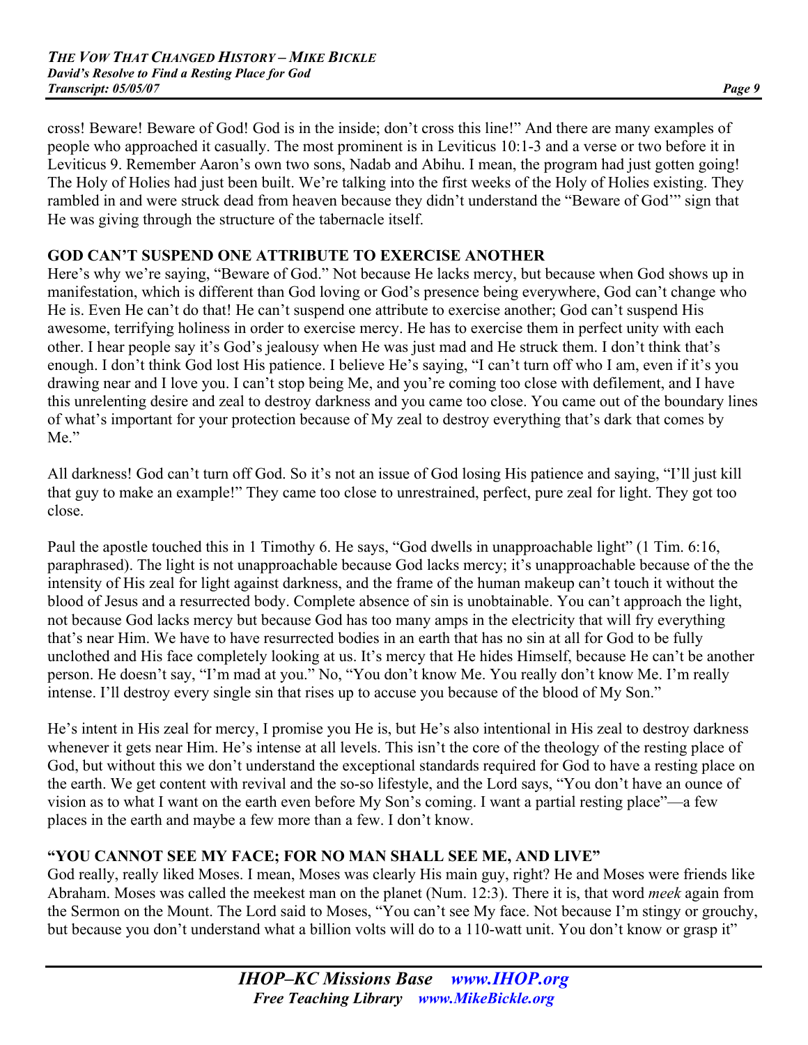cross! Beware! Beware of God! God is in the inside; don't cross this line!" And there are many examples of people who approached it casually. The most prominent is in Leviticus 10:1-3 and a verse or two before it in Leviticus 9. Remember Aaron's own two sons, Nadab and Abihu. I mean, the program had just gotten going! The Holy of Holies had just been built. We're talking into the first weeks of the Holy of Holies existing. They rambled in and were struck dead from heaven because they didn't understand the "Beware of God'" sign that He was giving through the structure of the tabernacle itself.

## GOD CAN'T SUSPEND ONE ATTRIBUTE TO EXERCISE ANOTHER

Here's why we're saying, "Beware of God." Not because He lacks mercy, but because when God shows up in manifestation, which is different than God loving or God's presence being everywhere, God can't change who He is. Even He can't do that! He can't suspend one attribute to exercise another; God can't suspend His awesome, terrifying holiness in order to exercise mercy. He has to exercise them in perfect unity with each other. I hear people say it's God's jealousy when He was just mad and He struck them. I don't think that's enough. I don't think God lost His patience. I believe He's saying, "I can't turn off who I am, even if it's you drawing near and I love you. I can't stop being Me, and you're coming too close with defilement, and I have this unrelenting desire and zeal to destroy darkness and you came too close. You came out of the boundary lines of what's important for your protection because of My zeal to destroy everything that's dark that comes by Me."

All darkness! God can't turn off God. So it's not an issue of God losing His patience and saying, "I'll just kill that guy to make an example!" They came too close to unrestrained, perfect, pure zeal for light. They got too close.

Paul the apostle touched this in 1 Timothy 6. He says, "God dwells in unapproachable light" (1 Tim. 6:16, paraphrased). The light is not unapproachable because God lacks mercy; it's unapproachable because of the the intensity of His zeal for light against darkness, and the frame of the human makeup can't touch it without the blood of Jesus and a resurrected body. Complete absence of sin is unobtainable. You can't approach the light, not because God lacks mercy but because God has too many amps in the electricity that will fry everything that's near Him. We have to have resurrected bodies in an earth that has no sin at all for God to be fully unclothed and His face completely looking at us. It's mercy that He hides Himself, because He can't be another person. He doesn't say, "I'm mad at you." No, "You don't know Me. You really don't know Me. I'm really intense. I'll destroy every single sin that rises up to accuse you because of the blood of My Son."

He's intent in His zeal for mercy, I promise you He is, but He's also intentional in His zeal to destroy darkness whenever it gets near Him. He's intense at all levels. This isn't the core of the theology of the resting place of God, but without this we don't understand the exceptional standards required for God to have a resting place on the earth. We get content with revival and the so-so lifestyle, and the Lord says, "You don't have an ounce of vision as to what I want on the earth even before My Son's coming. I want a partial resting place"—a few places in the earth and maybe a few more than a few. I don't know.

## "YOU CANNOT SEE MY FACE; FOR NO MAN SHALL SEE ME, AND LIVE"

God really, really liked Moses. I mean, Moses was clearly His main guy, right? He and Moses were friends like Abraham. Moses was called the meekest man on the planet (Num. 12:3). There it is, that word *meek* again from the Sermon on the Mount. The Lord said to Moses, "You can't see My face. Not because I'm stingy or grouchy, but because you don't understand what a billion volts will do to a 110-watt unit. You don't know or grasp it"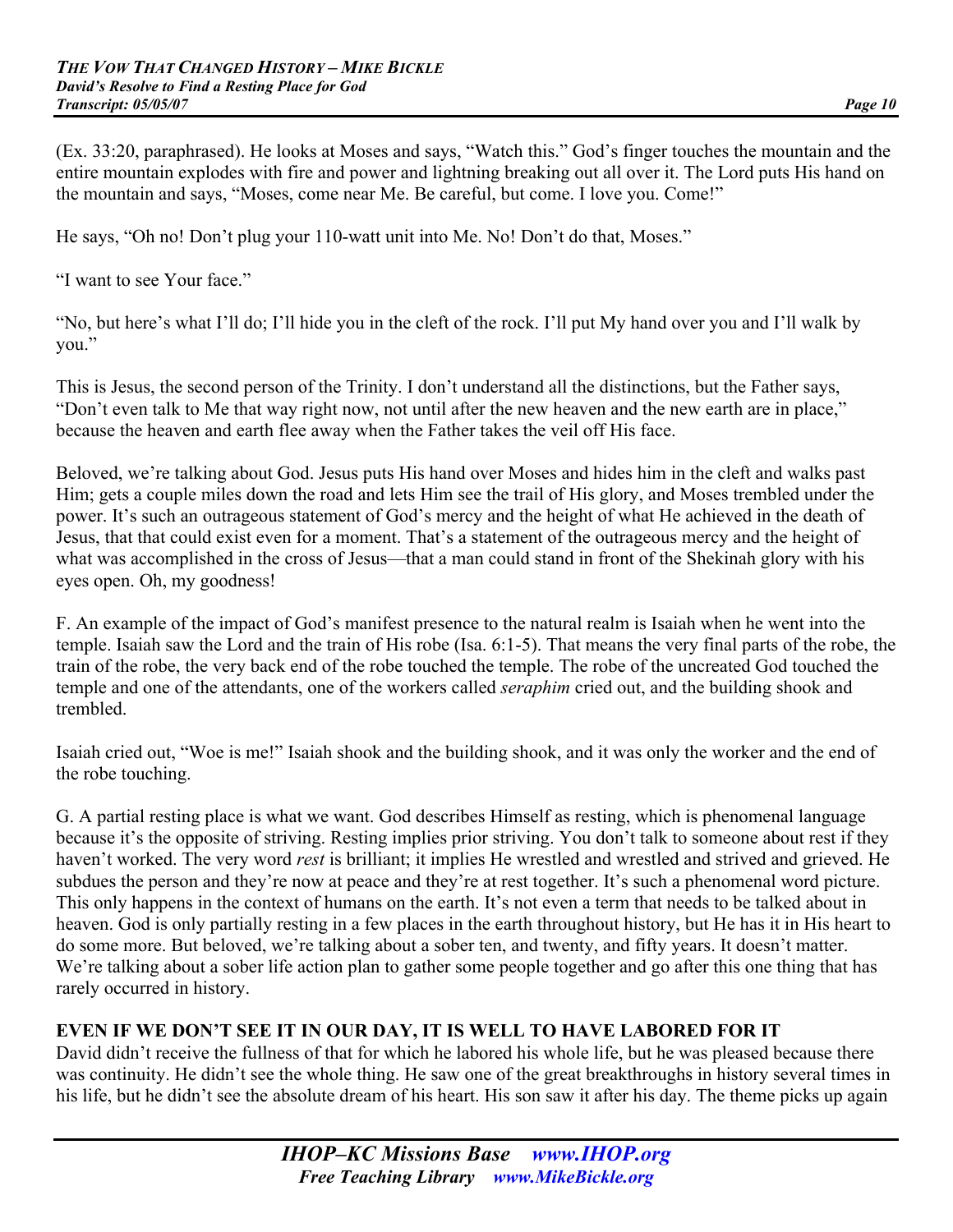(Ex. 33:20, paraphrased). He looks at Moses and says, "Watch this." God's finger touches the mountain and the entire mountain explodes with fire and power and lightning breaking out all over it. The Lord puts His hand on the mountain and says, "Moses, come near Me. Be careful, but come. I love you. Come!"

He says, "Oh no! Don't plug your 110-watt unit into Me. No! Don't do that, Moses."

"I want to see Your face."

"No, but here's what I'll do; I'll hide you in the cleft of the rock. I'll put My hand over you and I'll walk by you."

This is Jesus, the second person of the Trinity. I don't understand all the distinctions, but the Father says, "Don't even talk to Me that way right now, not until after the new heaven and the new earth are in place," because the heaven and earth flee away when the Father takes the veil off His face.

Beloved, we're talking about God. Jesus puts His hand over Moses and hides him in the cleft and walks past Him; gets a couple miles down the road and lets Him see the trail of His glory, and Moses trembled under the power. It's such an outrageous statement of God's mercy and the height of what He achieved in the death of Jesus, that that could exist even for a moment. That's a statement of the outrageous mercy and the height of what was accomplished in the cross of Jesus—that a man could stand in front of the Shekinah glory with his eyes open. Oh, my goodness!

F. An example of the impact of God's manifest presence to the natural realm is Isaiah when he went into the temple. Isaiah saw the Lord and the train of His robe (Isa. 6:1-5). That means the very final parts of the robe, the train of the robe, the very back end of the robe touched the temple. The robe of the uncreated God touched the temple and one of the attendants, one of the workers called *seraphim* cried out, and the building shook and trembled.

Isaiah cried out, "Woe is me!" Isaiah shook and the building shook, and it was only the worker and the end of the robe touching.

G. A partial resting place is what we want. God describes Himself as resting, which is phenomenal language because it's the opposite of striving. Resting implies prior striving. You don't talk to someone about rest if they haven't worked. The very word *rest* is brilliant; it implies He wrestled and wrestled and strived and grieved. He subdues the person and they're now at peace and they're at rest together. It's such a phenomenal word picture. This only happens in the context of humans on the earth. It's not even a term that needs to be talked about in heaven. God is only partially resting in a few places in the earth throughout history, but He has it in His heart to do some more. But beloved, we're talking about a sober ten, and twenty, and fifty years. It doesn't matter. We're talking about a sober life action plan to gather some people together and go after this one thing that has rarely occurred in history.

**EVEN IF WE DON'T SEE IT IN OUR DAY, IT IS WELL TO HAVE LABORED FOR IT**

David didn't receive the fullness of that for which he labored his whole life, but he was pleased because there was continuity. He didn't see the whole thing. He saw one of the great breakthroughs in history several times in his life, but he didn't see the absolute dream of his heart. His son saw it after his day. The theme picks up again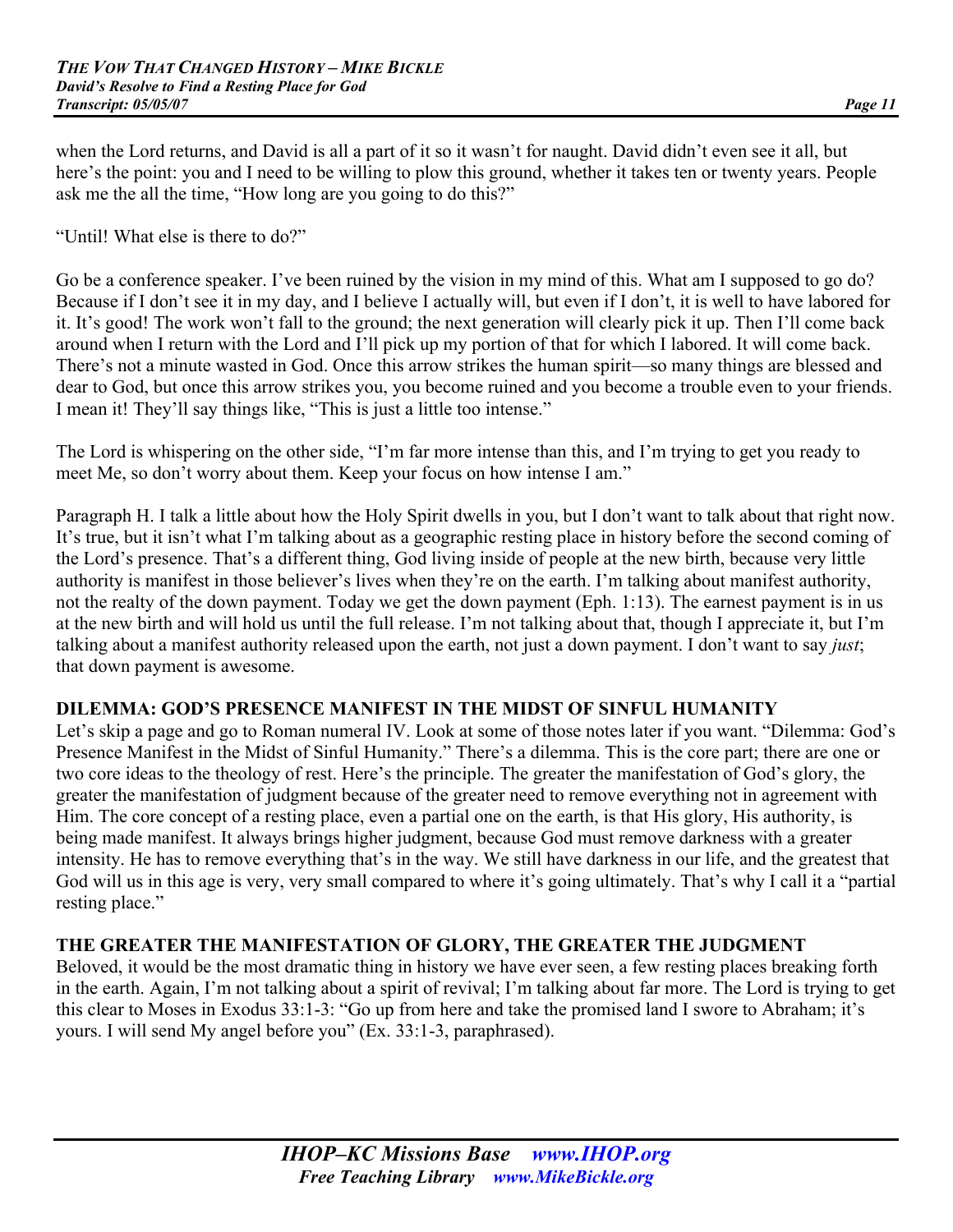when the Lord returns, and David is all a part of it so it wasn't for naught. David didn't even see it all, but here's the point: you and I need to be willing to plow this ground, whether it takes ten or twenty years. People ask me the all the time, "How long are you going to do this?"

"Until! What else is there to do?"

Go be a conference speaker. I've been ruined by the vision in my mind of this. What am I supposed to go do? Because if I don't see it in my day, and I believe I actually will, but even if I don't, it is well to have labored for it. It's good! The work won't fall to the ground; the next generation will clearly pick it up. Then I'll come back around when I return with the Lord and I'll pick up my portion of that for which I labored. It will come back. There's not a minute wasted in God. Once this arrow strikes the human spirit—so many things are blessed and dear to God, but once this arrow strikes you, you become ruined and you become a trouble even to your friends. I mean it! They'll say things like, "This is just a little too intense."

The Lord is whispering on the other side, "I'm far more intense than this, and I'm trying to get you ready to meet Me, so don't worry about them. Keep your focus on how intense I am."

Paragraph H. I talk a little about how the Holy Spirit dwells in you, but I don't want to talk about that right now. It's true, but it isn't what I'm talking about as a geographic resting place in history before the second coming of the Lord's presence. That's a different thing, God living inside of people at the new birth, because very little authority is manifest in those believer's lives when they're on the earth. I'm talking about manifest authority, not the realty of the down payment. Today we get the down payment (Eph. 1:13). The earnest payment is in us at the new birth and will hold us until the full release. I'm not talking about that, though I appreciate it, but I'm talking about a manifest authority released upon the earth, not just a down payment. I don't want to say *just*; that down payment is awesome.

## DILEMMA: GOD'S PRESENCE MANIFEST IN THE MIDST OF SINFUL HUMANITY

Let's skip a page and go to Roman numeral IV. Look at some of those notes later if you want. "Dilemma: God's Presence Manifest in the Midst of Sinful Humanity." There's a dilemma. This is the core part; there are one or two core ideas to the theology of rest. Here's the principle. The greater the manifestation of God's glory, the greater the manifestation of judgment because of the greater need to remove everything not in agreement with Him. The core concept of a resting place, even a partial one on the earth, is that His glory, His authority, is being made manifest. It always brings higher judgment, because God must remove darkness with a greater intensity. He has to remove everything that's in the way. We still have darkness in our life, and the greatest that God will us in this age is very, very small compared to where it's going ultimately. That's why I call it a "partial resting place."

## THE GREATER THE MANIFESTATION OF GLORY, THE GREATER THE JUDGMENT

Beloved, it would be the most dramatic thing in history we have ever seen, a few resting places breaking forth in the earth. Again, I'm not talking about a spirit of revival; I'm talking about far more. The Lord is trying to get this clear to Moses in Exodus 33:1-3: "Go up from here and take the promised land I swore to Abraham; it's yours. I will send My angel before you" (Ex. 33:1-3, paraphrased).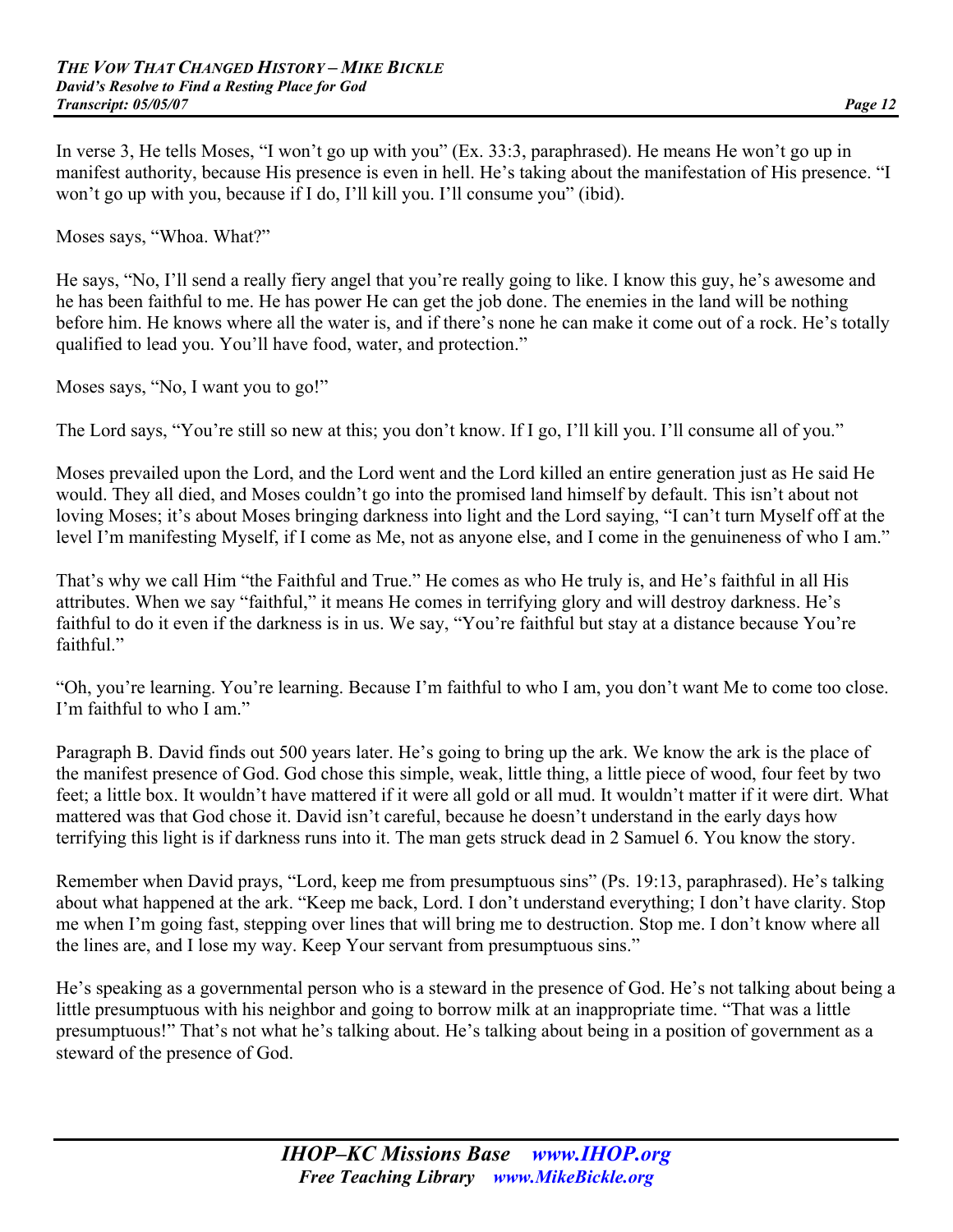In verse 3, He tells Moses, "I won't go up with you" (Ex. 33:3, paraphrased). He means He won't go up in manifest authority, because His presence is even in hell. He's taking about the manifestation of His presence. "I won't go up with you, because if I do, I'll kill you. I'll consume you" (ibid).

Moses says, "Whoa. What?"

He says, "No, I'll send a really fiery angel that you're really going to like. I know this guy, he's awesome and he has been faithful to me. He has power He can get the job done. The enemies in the land will be nothing before him. He knows where all the water is, and if there's none he can make it come out of a rock. He's totally qualified to lead you. You'll have food, water, and protection."

Moses says, "No, I want you to go!"

The Lord says, "You're still so new at this; you don't know. If I go, I'll kill you. I'll consume all of you."

Moses prevailed upon the Lord, and the Lord went and the Lord killed an entire generation just as He said He would. They all died, and Moses couldn't go into the promised land himself by default. This isn't about not loving Moses; it's about Moses bringing darkness into light and the Lord saying, "I can't turn Myself off at the level I'm manifesting Myself, if I come as Me, not as anyone else, and I come in the genuineness of who I am."

That's why we call Him "the Faithful and True." He comes as who He truly is, and He's faithful in all His attributes. When we say "faithful," it means He comes in terrifying glory and will destroy darkness. He's faithful to do it even if the darkness is in us. We say, "You're faithful but stay at a distance because You're faithful."

"Oh, you're learning. You're learning. Because I'm faithful to who I am, you don't want Me to come too close. I'm faithful to who I am."

Paragraph B. David finds out 500 years later. He's going to bring up the ark. We know the ark is the place of the manifest presence of God. God chose this simple, weak, little thing, a little piece of wood, four feet by two feet; a little box. It wouldn't have mattered if it were all gold or all mud. It wouldn't matter if it were dirt. What mattered was that God chose it. David isn't careful, because he doesn't understand in the early days how terrifying this light is if darkness runs into it. The man gets struck dead in 2 Samuel 6. You know the story.

Remember when David prays, "Lord, keep me from presumptuous sins" (Ps. 19:13, paraphrased). He's talking about what happened at the ark. "Keep me back, Lord. I don't understand everything; I don't have clarity. Stop me when I'm going fast, stepping over lines that will bring me to destruction. Stop me. I don't know where all the lines are, and I lose my way. Keep Your servant from presumptuous sins."

He's speaking as a governmental person who is a steward in the presence of God. He's not talking about being a little presumptuous with his neighbor and going to borrow milk at an inappropriate time. "That was a little presumptuous!" That's not what he's talking about. He's talking about being in a position of government as a steward of the presence of God.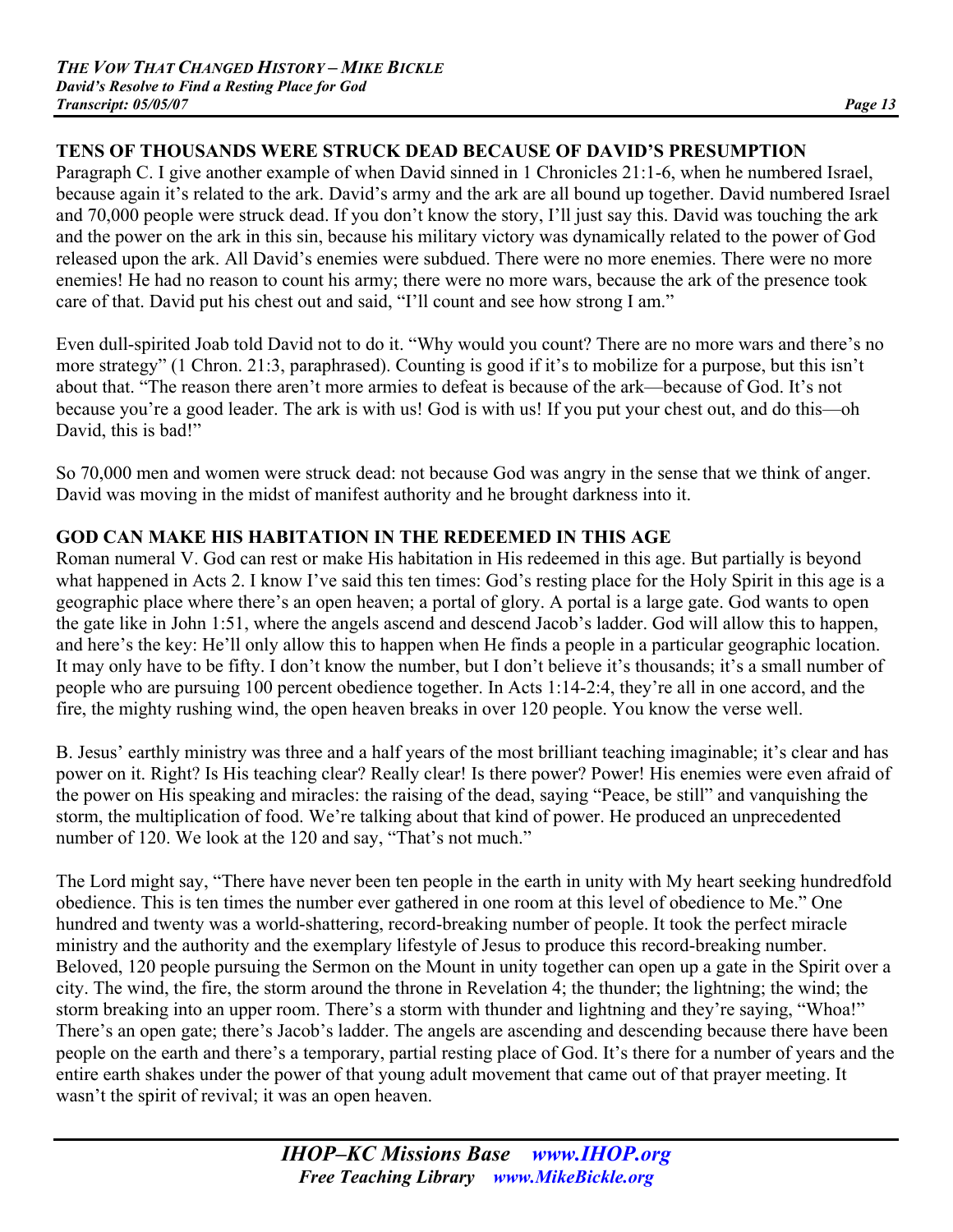## TENS OF THOUSANDS WERE STRUCK DEAD BECAUSE OF DAVID'S PRESUMPTION

Paragraph C. I give another example of when David sinned in 1 Chronicles 21:1-6, when he numbered Israel, because again it's related to the ark. David's army and the ark are all bound up together. David numbered Israel and 70,000 people were struck dead. If you don't know the story, I'll just say this. David was touching the ark and the power on the ark in this sin, because his military victory was dynamically related to the power of God released upon the ark. All David's enemies were subdued. There were no more enemies. There were no more enemies! He had no reason to count his army; there were no more wars, because the ark of the presence took care of that. David put his chest out and said, "I'll count and see how strong I am."

Even dull-spirited Joab told David not to do it. "Why would you count? There are no more wars and there's no more strategy" (1 Chron. 21:3, paraphrased). Counting is good if it's to mobilize for a purpose, but this isn't about that. "The reason there aren't more armies to defeat is because of the ark—because of God. It's not because you're a good leader. The ark is with us! God is with us! If you put your chest out, and do this—oh David, this is bad!"

So 70,000 men and women were struck dead: not because God was angry in the sense that we think of anger. David was moving in the midst of manifest authority and he brought darkness into it.

## GOD CAN MAKE HIS HABITATION IN THE REDEEMED IN THIS AGE

Roman numeral V. God can rest or make His habitation in His redeemed in this age. But partially is beyond what happened in Acts 2. I know I've said this ten times: God's resting place for the Holy Spirit in this age is a geographic place where there's an open heaven; a portal of glory. A portal is a large gate. God wants to open the gate like in John 1:51, where the angels ascend and descend Jacob's ladder. God will allow this to happen, and here's the key: He'll only allow this to happen when He finds a people in a particular geographic location. It may only have to be fifty. I don't know the number, but I don't believe it's thousands; it's a small number of people who are pursuing 100 percent obedience together. In Acts 1:14-2:4, they're all in one accord, and the fire, the mighty rushing wind, the open heaven breaks in over 120 people. You know the verse well.

B. Jesus' earthly ministry was three and a half years of the most brilliant teaching imaginable; it's clear and has power on it. Right? Is His teaching clear? Really clear! Is there power? Power! His enemies were even afraid of the power on His speaking and miracles: the raising of the dead, saying "Peace, be still" and vanquishing the storm, the multiplication of food. We're talking about that kind of power. He produced an unprecedented number of 120. We look at the 120 and say, "That's not much."

The Lord might say, "There have never been ten people in the earth in unity with My heart seeking hundredfold obedience. This is ten times the number ever gathered in one room at this level of obedience to Me." One hundred and twenty was a world-shattering, record-breaking number of people. It took the perfect miracle ministry and the authority and the exemplary lifestyle of Jesus to produce this record-breaking number. Beloved, 120 people pursuing the Sermon on the Mount in unity together can open up a gate in the Spirit over a city. The wind, the fire, the storm around the throne in Revelation 4; the thunder; the lightning; the wind; the storm breaking into an upper room. There's a storm with thunder and lightning and they're saying, "Whoa!" There's an open gate; there's Jacob's ladder. The angels are ascending and descending because there have been people on the earth and there's a temporary, partial resting place of God. It's there for a number of years and the entire earth shakes under the power of that young adult movement that came out of that prayer meeting. It wasn't the spirit of revival; it was an open heaven.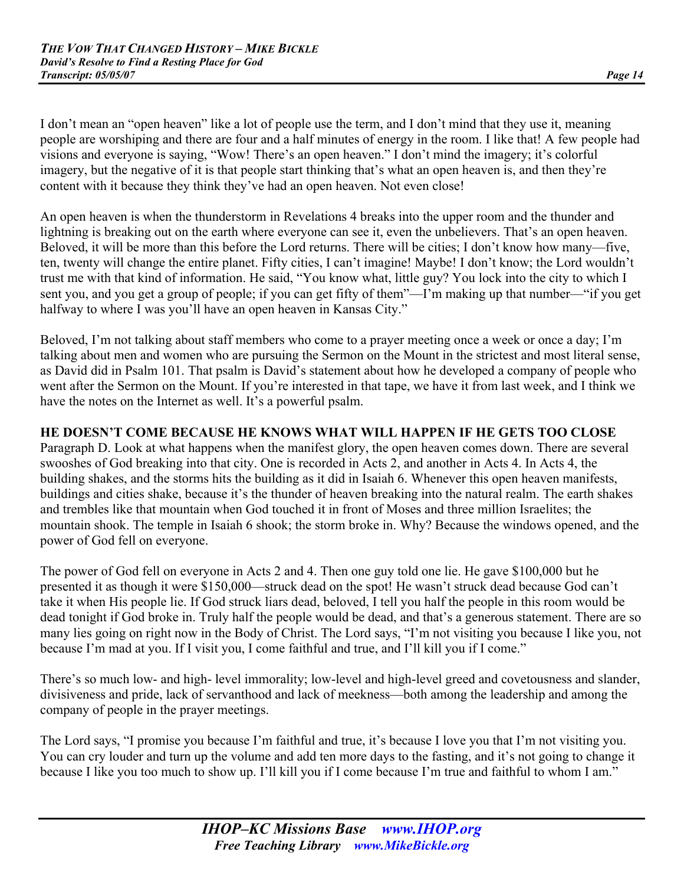I don't mean an "open heaven" like a lot of people use the term, and I don't mind that they use it, meaning people are worshiping and there are four and a half minutes of energy in the room. I like that! A few people had visions and everyone is saying, "Wow! There's an open heaven." I don't mind the imagery; it's colorful imagery, but the negative of it is that people start thinking that's what an open heaven is, and then they're content with it because they think they've had an open heaven. Not even close!

An open heaven is when the thunderstorm in Revelations 4 breaks into the upper room and the thunder and lightning is breaking out on the earth where everyone can see it, even the unbelievers. That's an open heaven. Beloved, it will be more than this before the Lord returns. There will be cities; I don't know how many—five, ten, twenty will change the entire planet. Fifty cities, I can't imagine! Maybe! I don't know; the Lord wouldn't trust me with that kind of information. He said, "You know what, little guy? You lock into the city to which I sent you, and you get a group of people; if you can get fifty of them"—I'm making up that number—"if you get halfway to where I was you'll have an open heaven in Kansas City."

Beloved, I'm not talking about staff members who come to a prayer meeting once a week or once a day; I'm talking about men and women who are pursuing the Sermon on the Mount in the strictest and most literal sense, as David did in Psalm 101. That psalm is David's statement about how he developed a company of people who went after the Sermon on the Mount. If you're interested in that tape, we have it from last week, and I think we have the notes on the Internet as well. It's a powerful psalm.

**HE DOESN'T COME BECAUSE HE KNOWS WHAT WILL HAPPEN IF HE GETS TOO CLOSE**

Paragraph D. Look at what happens when the manifest glory, the open heaven comes down. There are several swooshes of God breaking into that city. One is recorded in Acts 2, and another in Acts 4. In Acts 4, the building shakes, and the storms hits the building as it did in Isaiah 6. Whenever this open heaven manifests, buildings and cities shake, because it's the thunder of heaven breaking into the natural realm. The earth shakes and trembles like that mountain when God touched it in front of Moses and three million Israelites; the mountain shook. The temple in Isaiah 6 shook; the storm broke in. Why? Because the windows opened, and the power of God fell on everyone.

The power of God fell on everyone in Acts 2 and 4. Then one guy told one lie. He gave $100,000 but he presented it as though it were $150,000—struck dead on the spot! He wasn't struck dead because God can't take it when His people lie. If God struck liars dead, beloved, I tell you half the people in this room would be dead tonight if God broke in. Truly half the people would be dead, and that's a generous statement. There are so many lies going on right now in the Body of Christ. The Lord says, "I'm not visiting you because I like you, not because I'm mad at you. If I visit you, I come faithful and true, and I'll kill you if I come."

There's so much low- and high- level immorality; low-level and high-level greed and covetousness and slander, divisiveness and pride, lack of servanthood and lack of meekness—both among the leadership and among the company of people in the prayer meetings.

The Lord says, "I promise you because I'm faithful and true, it's because I love you that I'm not visiting you. You can cry louder and turn up the volume and add ten more days to the fasting, and it's not going to change it because I like you too much to show up. I'll kill you if I come because I'm true and faithful to whom I am."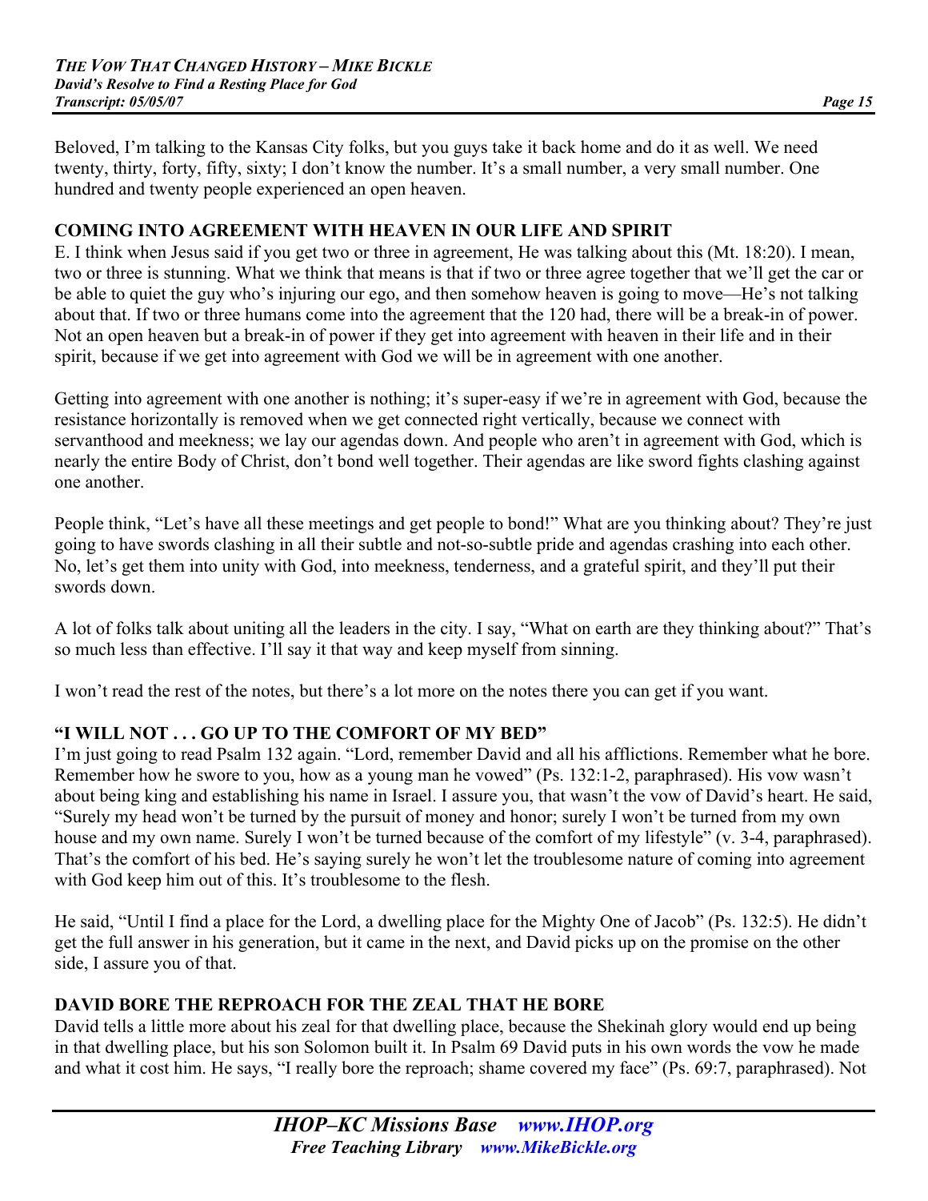Beloved, I'm talking to the Kansas City folks, but you guys take it back home and do it as well. We need twenty, thirty, forty, fifty, sixty; I don't know the number. It's a small number, a very small number. One hundred and twenty people experienced an open heaven.

## COMING INTO AGREEMENT WITH HEAVEN IN OUR LIFE AND SPIRIT

E. I think when Jesus said if you get two or three in agreement, He was talking about this (Mt. 18:20). I mean, two or three is stunning. What we think that means is that if two or three agree together that we'll get the car or be able to quiet the guy who's injuring our ego, and then somehow heaven is going to move—He's not talking about that. If two or three humans come into the agreement that the 120 had, there will be a break-in of power. Not an open heaven but a break-in of power if they get into agreement with heaven in their life and in their spirit, because if we get into agreement with God we will be in agreement with one another.

Getting into agreement with one another is nothing; it's super-easy if we're in agreement with God, because the resistance horizontally is removed when we get connected right vertically, because we connect with servanthood and meekness; we lay our agendas down. And people who aren't in agreement with God, which is nearly the entire Body of Christ, don't bond well together. Their agendas are like sword fights clashing against one another.

People think, "Let's have all these meetings and get people to bond!" What are you thinking about? They're just going to have swords clashing in all their subtle and not-so-subtle pride and agendas crashing into each other. No, let's get them into unity with God, into meekness, tenderness, and a grateful spirit, and they'll put their swords down.

A lot of folks talk about uniting all the leaders in the city. I say, "What on earth are they thinking about?" That's so much less than effective. I'll say it that way and keep myself from sinning.

I won't read the rest of the notes, but there's a lot more on the notes there you can get if you want.

## "I WILL NOT . . . GO UP TO THE COMFORT OF MY BED"

I'm just going to read Psalm 132 again. "Lord, remember David and all his afflictions. Remember what he bore. Remember how he swore to you, how as a young man he vowed" (Ps. 132:1-2, paraphrased). His vow wasn't about being king and establishing his name in Israel. I assure you, that wasn't the vow of David's heart. He said, "Surely my head won't be turned by the pursuit of money and honor; surely I won't be turned from my own house and my own name. Surely I won't be turned because of the comfort of my lifestyle" (v. 3-4, paraphrased). That's the comfort of his bed. He's saying surely he won't let the troublesome nature of coming into agreement with God keep him out of this. It's troublesome to the flesh.

He said, "Until I find a place for the Lord, a dwelling place for the Mighty One of Jacob" (Ps. 132:5). He didn't get the full answer in his generation, but it came in the next, and David picks up on the promise on the other side, I assure you of that.

## DAVID BORE THE REPROACH FOR THE ZEAL THAT HE BORE

David tells a little more about his zeal for that dwelling place, because the Shekinah glory would end up being in that dwelling place, but his son Solomon built it. In Psalm 69 David puts in his own words the vow he made and what it cost him. He says, "I really bore the reproach; shame covered my face" (Ps. 69:7, paraphrased). Not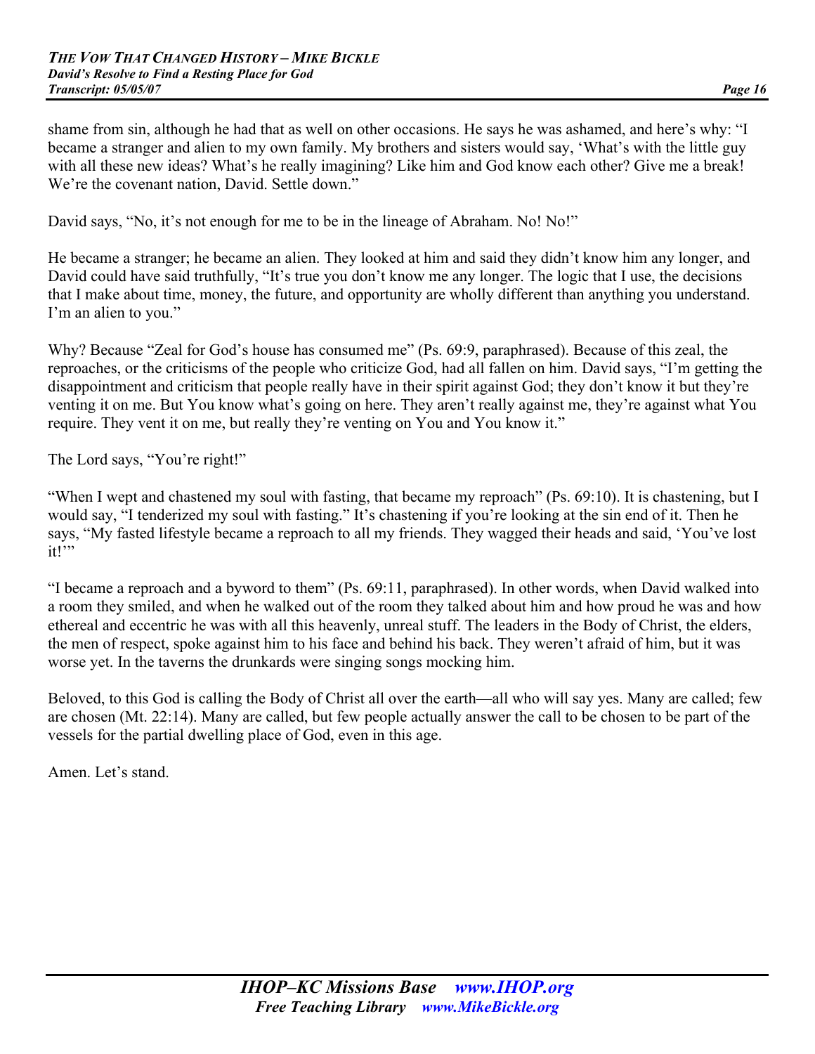shame from sin, although he had that as well on other occasions. He says he was ashamed, and here's why: "I became a stranger and alien to my own family. My brothers and sisters would say, 'What's with the little guy with all these new ideas? What's he really imagining? Like him and God know each other? Give me a break! We're the covenant nation, David. Settle down."

David says, "No, it's not enough for me to be in the lineage of Abraham. No! No!"

He became a stranger; he became an alien. They looked at him and said they didn't know him any longer, and David could have said truthfully, "It's true you don't know me any longer. The logic that I use, the decisions that I make about time, money, the future, and opportunity are wholly different than anything you understand. I'm an alien to you."

Why? Because "Zeal for God's house has consumed me" (Ps. 69:9, paraphrased). Because of this zeal, the reproaches, or the criticisms of the people who criticize God, had all fallen on him. David says, "I'm getting the disappointment and criticism that people really have in their spirit against God; they don't know it but they're venting it on me. But You know what's going on here. They aren't really against me, they're against what You require. They vent it on me, but really they're venting on You and You know it."

The Lord says, "You're right!"

"When I wept and chastened my soul with fasting, that became my reproach" (Ps. 69:10). It is chastening, but I would say, "I tenderized my soul with fasting." It's chastening if you're looking at the sin end of it. Then he says, "My fasted lifestyle became a reproach to all my friends. They wagged their heads and said, 'You've lost it!'"

"I became a reproach and a byword to them" (Ps. 69:11, paraphrased). In other words, when David walked into a room they smiled, and when he walked out of the room they talked about him and how proud he was and how ethereal and eccentric he was with all this heavenly, unreal stuff. The leaders in the Body of Christ, the elders, the men of respect, spoke against him to his face and behind his back. They weren't afraid of him, but it was worse yet. In the taverns the drunkards were singing songs mocking him.

Beloved, to this God is calling the Body of Christ all over the earth—all who will say yes. Many are called; few are chosen (Mt. 22:14). Many are called, but few people actually answer the call to be chosen to be part of the vessels for the partial dwelling place of God, even in this age.

Amen. Let's stand.